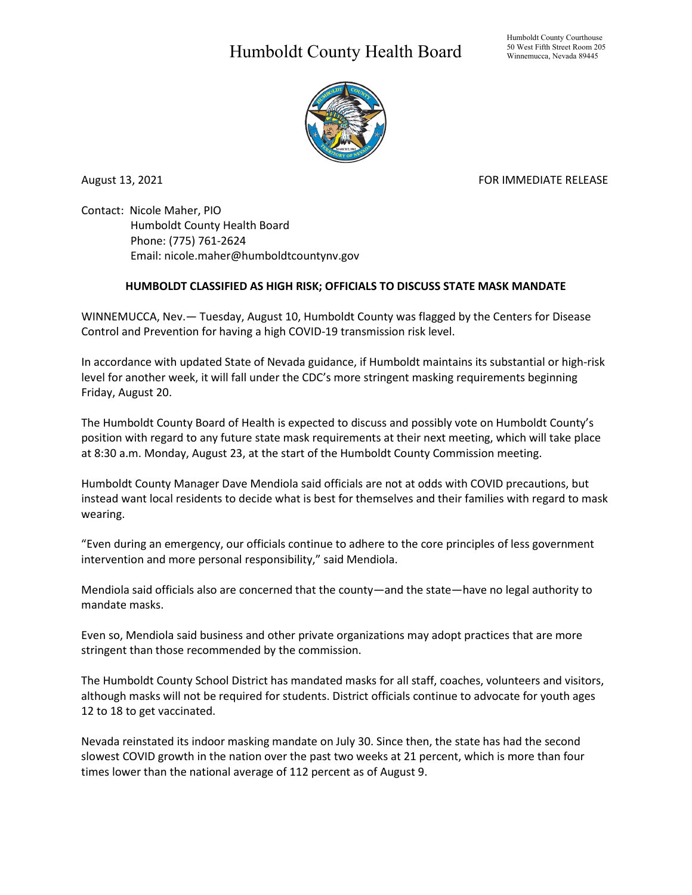# Humboldt County Health Board

Humboldt County Courthouse
50 West Fifth Street Room 205
Winnemucca, Nevada 89445

August 13, 2021

FOR IMMEDIATE RELEASE

Contact: Nicole Maher, PIO
Humboldt County Health Board
Phone: (775) 761-2624
Email: nicole.maher@humboldtcountynv.gov

**HUMBOLDT CLASSIFIED AS HIGH RISK; OFFICIALS TO DISCUSS STATE MASK MANDATE**

WINNEMUCCA, Nev.— Tuesday, August 10, Humboldt County was flagged by the Centers for Disease Control and Prevention for having a high COVID-19 transmission risk level.

In accordance with updated State of Nevada guidance, if Humboldt maintains its substantial or high-risk level for another week, it will fall under the CDC's more stringent masking requirements beginning Friday, August 20.

The Humboldt County Board of Health is expected to discuss and possibly vote on Humboldt County's position with regard to any future state mask requirements at their next meeting, which will take place at 8:30 a.m. Monday, August 23, at the start of the Humboldt County Commission meeting.

Humboldt County Manager Dave Mendiola said officials are not at odds with COVID precautions, but instead want local residents to decide what is best for themselves and their families with regard to mask wearing.

"Even during an emergency, our officials continue to adhere to the core principles of less government intervention and more personal responsibility," said Mendiola.

Mendiola said officials also are concerned that the county—and the state—have no legal authority to mandate masks.

Even so, Mendiola said business and other private organizations may adopt practices that are more stringent than those recommended by the commission.

The Humboldt County School District has mandated masks for all staff, coaches, volunteers and visitors, although masks will not be required for students. District officials continue to advocate for youth ages 12 to 18 to get vaccinated.

Nevada reinstated its indoor masking mandate on July 30. Since then, the state has had the second slowest COVID growth in the nation over the past two weeks at 21 percent, which is more than four times lower than the national average of 112 percent as of August 9.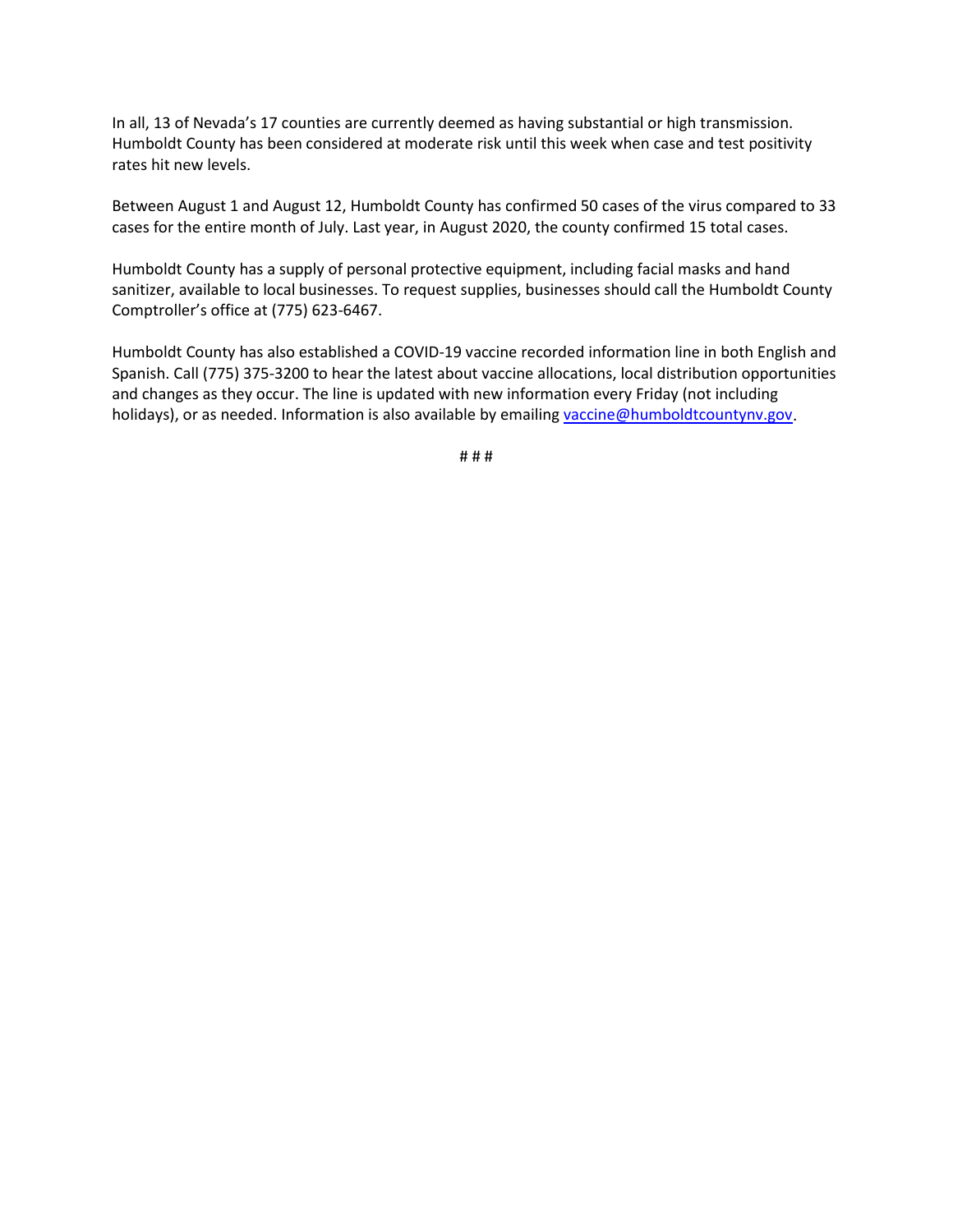In all, 13 of Nevada's 17 counties are currently deemed as having substantial or high transmission. Humboldt County has been considered at moderate risk until this week when case and test positivity rates hit new levels.

Between August 1 and August 12, Humboldt County has confirmed 50 cases of the virus compared to 33 cases for the entire month of July. Last year, in August 2020, the county confirmed 15 total cases.

Humboldt County has a supply of personal protective equipment, including facial masks and hand sanitizer, available to local businesses. To request supplies, businesses should call the Humboldt County Comptroller's office at (775) 623-6467.

Humboldt County has also established a COVID-19 vaccine recorded information line in both English and Spanish. Call (775) 375-3200 to hear the latest about vaccine allocations, local distribution opportunities and changes as they occur. The line is updated with new information every Friday (not including holidays), or as needed. Information is also available by emailing vaccine@humboldtcountynv.gov.

# # #